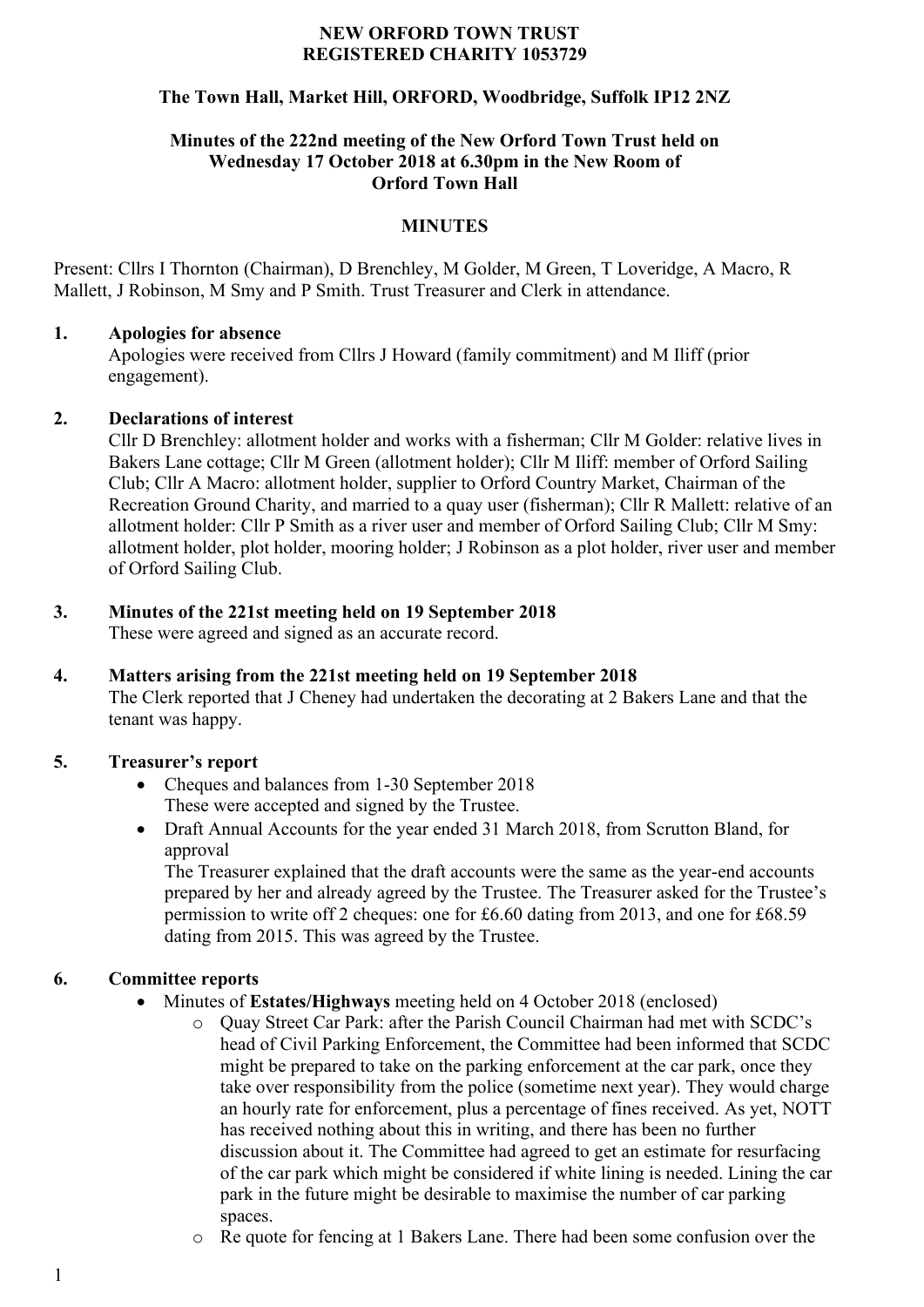**NEW ORFORD TOWN TRUST**
**REGISTERED CHARITY 1053729**

**The Town Hall, Market Hill, ORFORD, Woodbridge, Suffolk IP12 2NZ**

**Minutes of the 222nd meeting of the New Orford Town Trust held on Wednesday 17 October 2018 at 6.30pm in the New Room of Orford Town Hall**

**MINUTES**

Present: Cllrs I Thornton (Chairman), D Brenchley, M Golder, M Green, T Loveridge, A Macro, R Mallett, J Robinson, M Smy and P Smith. Trust Treasurer and Clerk in attendance.

1. **Apologies for absence**
   Apologies were received from Cllrs J Howard (family commitment) and M Iliff (prior engagement).

2. **Declarations of interest**
   Cllr D Brenchley: allotment holder and works with a fisherman; Cllr M Golder: relative lives in Bakers Lane cottage; Cllr M Green (allotment holder); Cllr M Iliff: member of Orford Sailing Club; Cllr A Macro: allotment holder, supplier to Orford Country Market, Chairman of the Recreation Ground Charity, and married to a quay user (fisherman); Cllr R Mallett: relative of an allotment holder: Cllr P Smith as a river user and member of Orford Sailing Club; Cllr M Smy: allotment holder, plot holder, mooring holder; J Robinson as a plot holder, river user and member of Orford Sailing Club.

3. **Minutes of the 221st meeting held on 19 September 2018**
   These were agreed and signed as an accurate record.

4. **Matters arising from the 221st meeting held on 19 September 2018**
   The Clerk reported that J Cheney had undertaken the decorating at 2 Bakers Lane and that the tenant was happy.

5. **Treasurer's report**
   - Cheques and balances from 1-30 September 2018
     These were accepted and signed by the Trustee.
   - Draft Annual Accounts for the year ended 31 March 2018, from Scrutton Bland, for approval
     The Treasurer explained that the draft accounts were the same as the year-end accounts prepared by her and already agreed by the Trustee. The Treasurer asked for the Trustee's permission to write off 2 cheques: one for £6.60 dating from 2013, and one for £68.59 dating from 2015. This was agreed by the Trustee.

6. **Committee reports**
   - Minutes of **Estates/Highways** meeting held on 4 October 2018 (enclosed)
     - Quay Street Car Park: after the Parish Council Chairman had met with SCDC's head of Civil Parking Enforcement, the Committee had been informed that SCDC might be prepared to take on the parking enforcement at the car park, once they take over responsibility from the police (sometime next year). They would charge an hourly rate for enforcement, plus a percentage of fines received. As yet, NOTT has received nothing about this in writing, and there has been no further discussion about it. The Committee had agreed to get an estimate for resurfacing of the car park which might be considered if white lining is needed. Lining the car park in the future might be desirable to maximise the number of car parking spaces.
     - Re quote for fencing at 1 Bakers Lane. There had been some confusion over the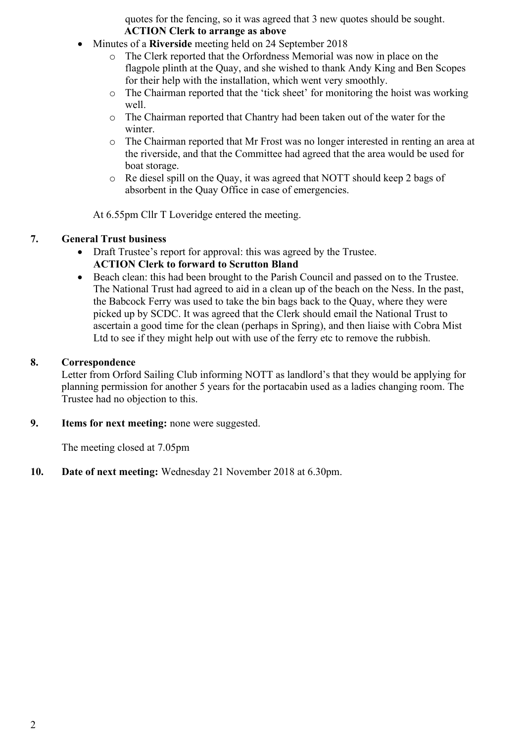quotes for the fencing, so it was agreed that 3 new quotes should be sought.
**ACTION Clerk to arrange as above**

- Minutes of a **Riverside** meeting held on 24 September 2018
  - The Clerk reported that the Orfordness Memorial was now in place on the flagpole plinth at the Quay, and she wished to thank Andy King and Ben Scopes for their help with the installation, which went very smoothly.
  - The Chairman reported that the 'tick sheet' for monitoring the hoist was working well.
  - The Chairman reported that Chantry had been taken out of the water for the winter.
  - The Chairman reported that Mr Frost was no longer interested in renting an area at the riverside, and that the Committee had agreed that the area would be used for boat storage.
  - Re diesel spill on the Quay, it was agreed that NOTT should keep 2 bags of absorbent in the Quay Office in case of emergencies.

At 6.55pm Cllr T Loveridge entered the meeting.

**7. General Trust business**

- Draft Trustee's report for approval: this was agreed by the Trustee.
  **ACTION Clerk to forward to Scrutton Bland**
- Beach clean: this had been brought to the Parish Council and passed on to the Trustee. The National Trust had agreed to aid in a clean up of the beach on the Ness. In the past, the Babcock Ferry was used to take the bin bags back to the Quay, where they were picked up by SCDC. It was agreed that the Clerk should email the National Trust to ascertain a good time for the clean (perhaps in Spring), and then liaise with Cobra Mist Ltd to see if they might help out with use of the ferry etc to remove the rubbish.

**8. Correspondence**

Letter from Orford Sailing Club informing NOTT as landlord's that they would be applying for planning permission for another 5 years for the portacabin used as a ladies changing room. The Trustee had no objection to this.

**9. Items for next meeting:** none were suggested.

The meeting closed at 7.05pm

**10. Date of next meeting:** Wednesday 21 November 2018 at 6.30pm.